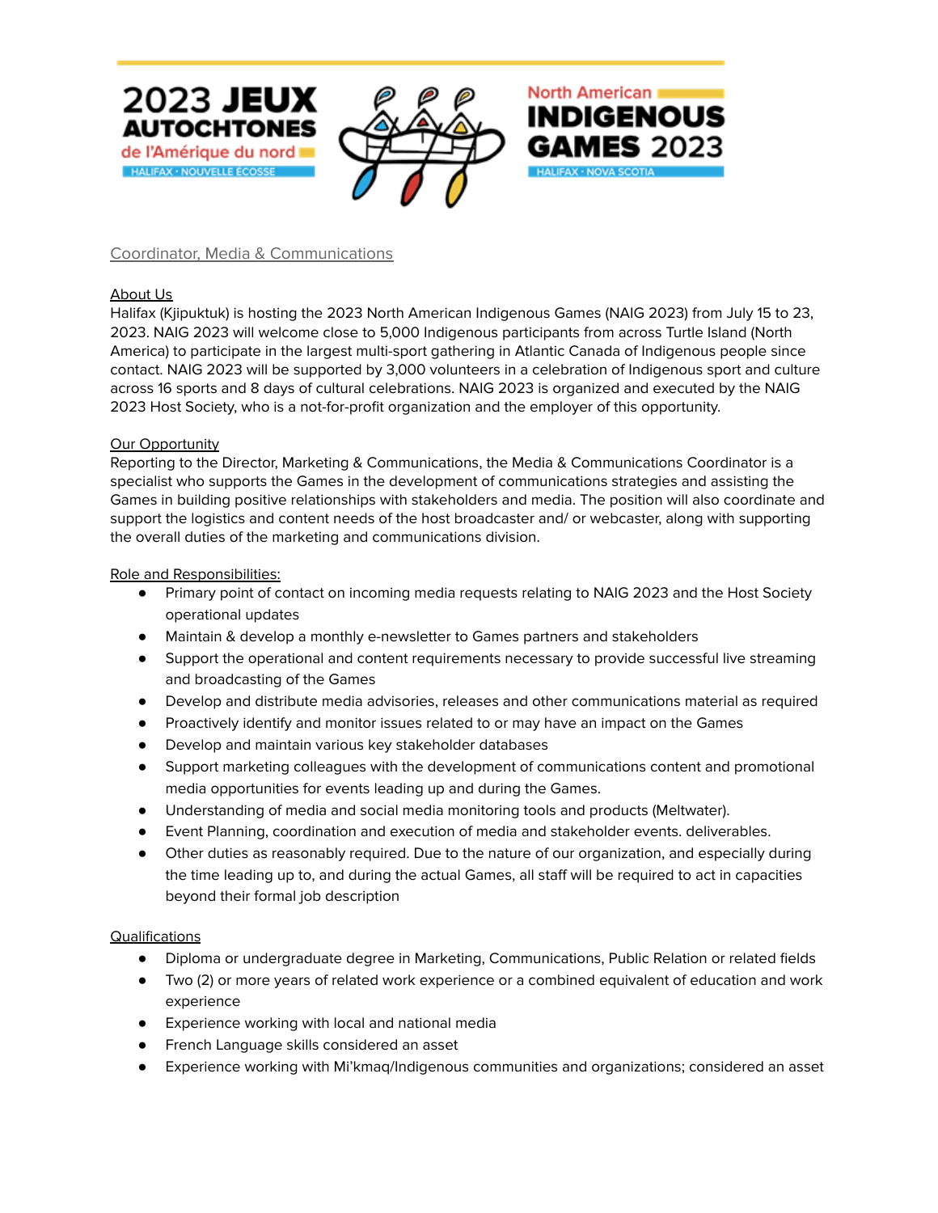2023 JEUX AUTOCHTONES de l'Amérique du nord
HALIFAX • NOUVELLE ÉCOSSE

North American INDIGENOUS GAMES 2023
HALIFAX • NOVA SCOTIA

# Coordinator, Media & Communications

## About Us

Halifax (Kjipuktuk) is hosting the 2023 North American Indigenous Games (NAIG 2023) from July 15 to 23, 2023. NAIG 2023 will welcome close to 5,000 Indigenous participants from across Turtle Island (North America) to participate in the largest multi-sport gathering in Atlantic Canada of Indigenous people since contact. NAIG 2023 will be supported by 3,000 volunteers in a celebration of Indigenous sport and culture across 16 sports and 8 days of cultural celebrations. NAIG 2023 is organized and executed by the NAIG 2023 Host Society, who is a not-for-profit organization and the employer of this opportunity.

## Our Opportunity

Reporting to the Director, Marketing & Communications, the Media & Communications Coordinator is a specialist who supports the Games in the development of communications strategies and assisting the Games in building positive relationships with stakeholders and media. The position will also coordinate and support the logistics and content needs of the host broadcaster and/ or webcaster, along with supporting the overall duties of the marketing and communications division.

## Role and Responsibilities:

- Primary point of contact on incoming media requests relating to NAIG 2023 and the Host Society operational updates
- Maintain & develop a monthly e-newsletter to Games partners and stakeholders
- Support the operational and content requirements necessary to provide successful live streaming and broadcasting of the Games
- Develop and distribute media advisories, releases and other communications material as required
- Proactively identify and monitor issues related to or may have an impact on the Games
- Develop and maintain various key stakeholder databases
- Support marketing colleagues with the development of communications content and promotional media opportunities for events leading up and during the Games.
- Understanding of media and social media monitoring tools and products (Meltwater).
- Event Planning, coordination and execution of media and stakeholder events. deliverables.
- Other duties as reasonably required. Due to the nature of our organization, and especially during the time leading up to, and during the actual Games, all staff will be required to act in capacities beyond their formal job description

## Qualifications

- Diploma or undergraduate degree in Marketing, Communications, Public Relation or related fields
- Two (2) or more years of related work experience or a combined equivalent of education and work experience
- Experience working with local and national media
- French Language skills considered an asset
- Experience working with Mi'kmaq/Indigenous communities and organizations; considered an asset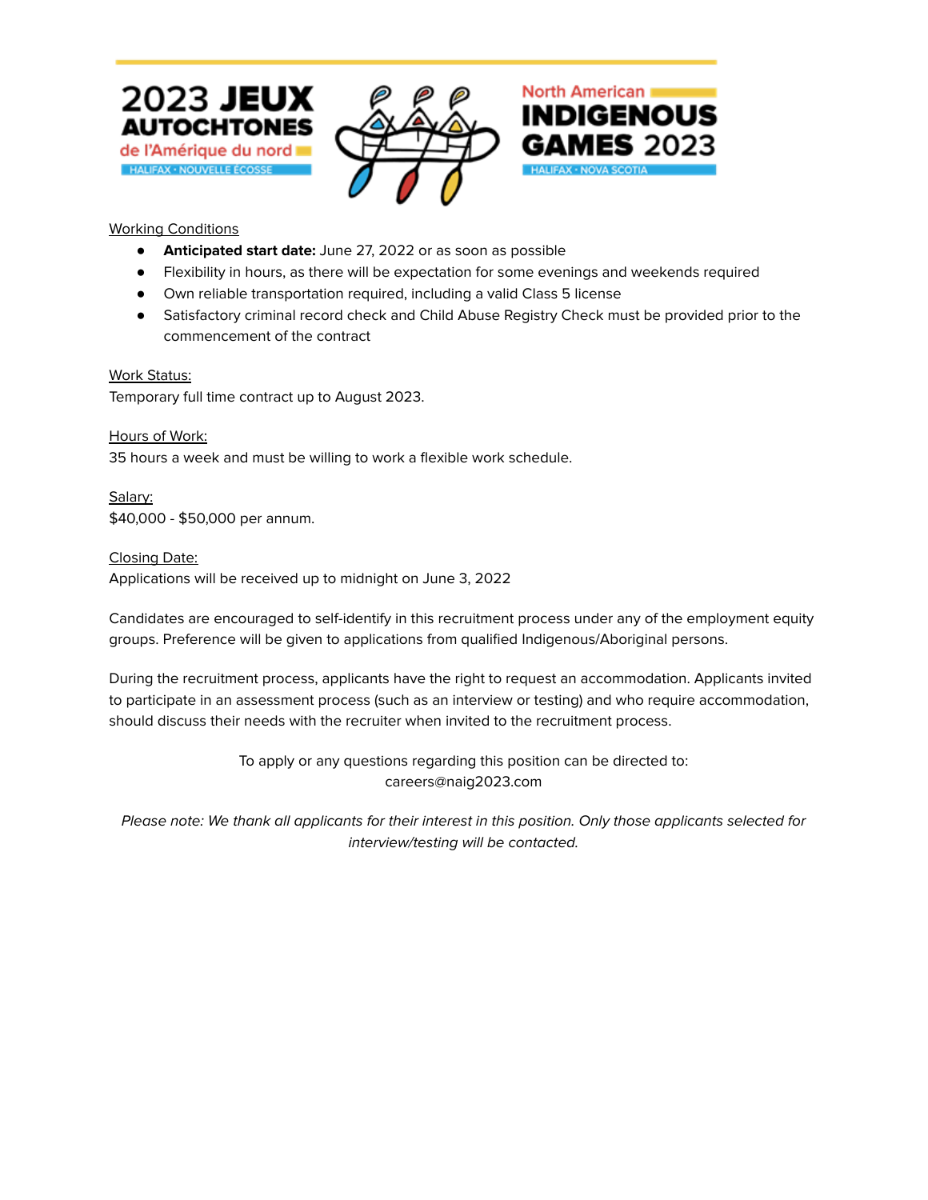Working Conditions

- **Anticipated start date:** June 27, 2022 or as soon as possible
- Flexibility in hours, as there will be expectation for some evenings and weekends required
- Own reliable transportation required, including a valid Class 5 license
- Satisfactory criminal record check and Child Abuse Registry Check must be provided prior to the commencement of the contract

Work Status:

Temporary full time contract up to August 2023.

Hours of Work:

35 hours a week and must be willing to work a flexible work schedule.

Salary:

$40,000 - $50,000 per annum.

Closing Date:

Applications will be received up to midnight on June 3, 2022

Candidates are encouraged to self-identify in this recruitment process under any of the employment equity groups. Preference will be given to applications from qualified Indigenous/Aboriginal persons.

During the recruitment process, applicants have the right to request an accommodation. Applicants invited to participate in an assessment process (such as an interview or testing) and who require accommodation, should discuss their needs with the recruiter when invited to the recruitment process.

To apply or any questions regarding this position can be directed to:
careers@naig2023.com

*Please note: We thank all applicants for their interest in this position. Only those applicants selected for interview/testing will be contacted.*